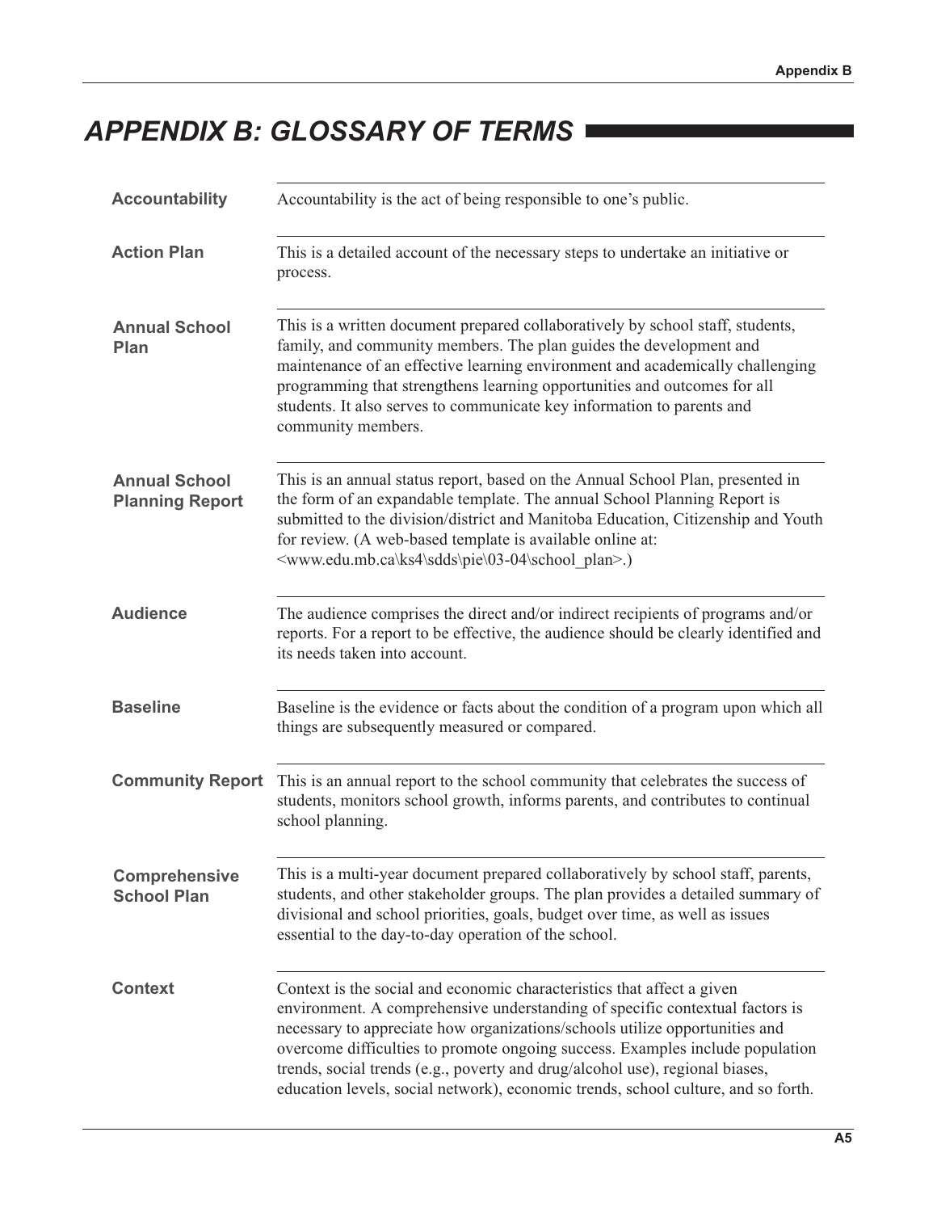# *APPENDIX B: GLOSSARY OF TERMS*

| | |
|---|---|
| **Accountability** | Accountability is the act of being responsible to one's public. |
| **Action Plan** | This is a detailed account of the necessary steps to undertake an initiative or process. |
| **Annual School Plan** | This is a written document prepared collaboratively by school staff, students, family, and community members. The plan guides the development and maintenance of an effective learning environment and academically challenging programming that strengthens learning opportunities and outcomes for all students. It also serves to communicate key information to parents and community members. |
| **Annual School Planning Report** | This is an annual status report, based on the Annual School Plan, presented in the form of an expandable template. The annual School Planning Report is submitted to the division/district and Manitoba Education, Citizenship and Youth for review. (A web-based template is available online at: <www.edu.mb.ca\ks4\sdds\pie\03-04\school_plan>.) |
| **Audience** | The audience comprises the direct and/or indirect recipients of programs and/or reports. For a report to be effective, the audience should be clearly identified and its needs taken into account. |
| **Baseline** | Baseline is the evidence or facts about the condition of a program upon which all things are subsequently measured or compared. |
| **Community Report** | This is an annual report to the school community that celebrates the success of students, monitors school growth, informs parents, and contributes to continual school planning. |
| **Comprehensive School Plan** | This is a multi-year document prepared collaboratively by school staff, parents, students, and other stakeholder groups. The plan provides a detailed summary of divisional and school priorities, goals, budget over time, as well as issues essential to the day-to-day operation of the school. |
| **Context** | Context is the social and economic characteristics that affect a given environment. A comprehensive understanding of specific contextual factors is necessary to appreciate how organizations/schools utilize opportunities and overcome difficulties to promote ongoing success. Examples include population trends, social trends (e.g., poverty and drug/alcohol use), regional biases, education levels, social network), economic trends, school culture, and so forth. |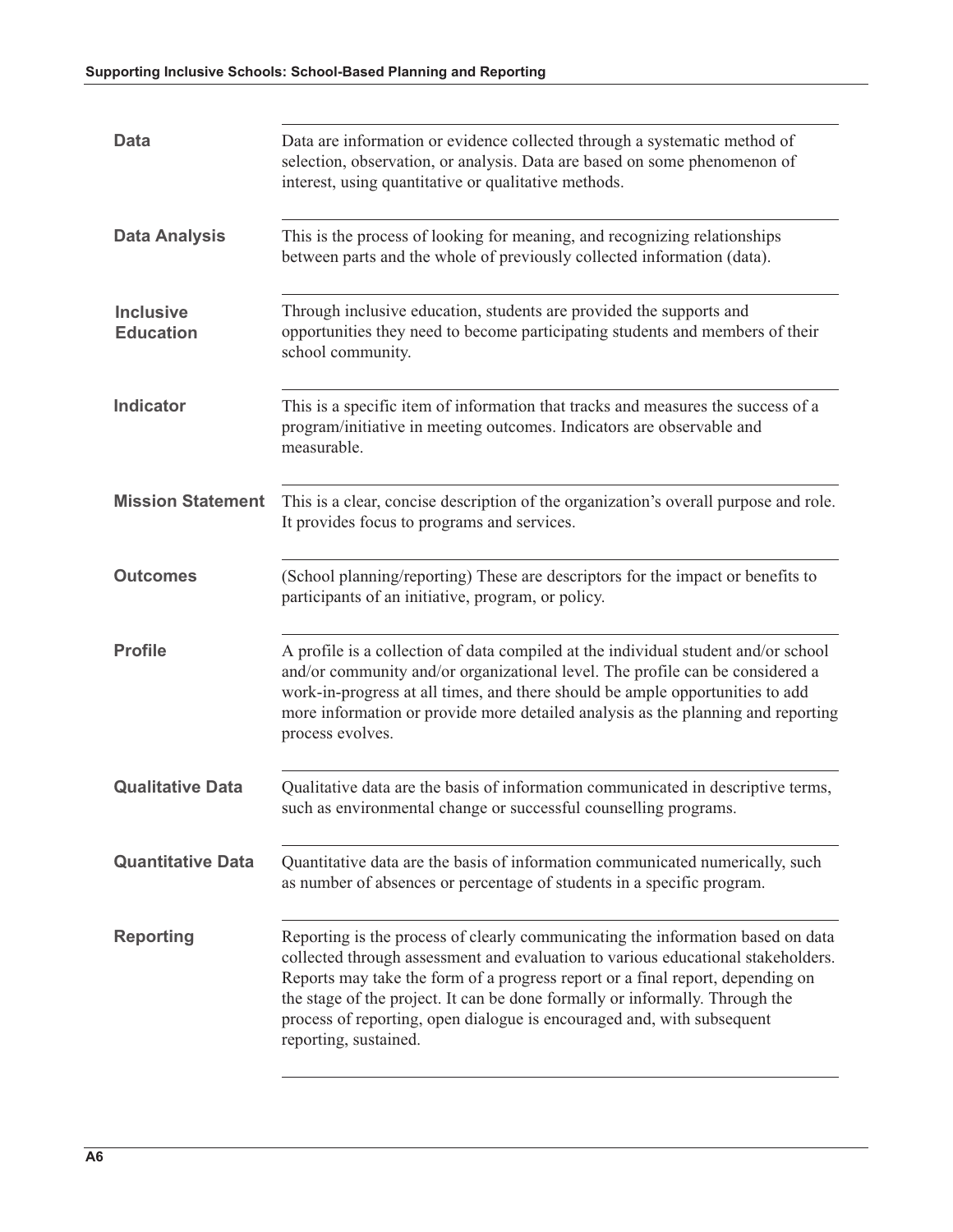| | |
|---|---|
| **Data** | Data are information or evidence collected through a systematic method of selection, observation, or analysis. Data are based on some phenomenon of interest, using quantitative or qualitative methods. |
| **Data Analysis** | This is the process of looking for meaning, and recognizing relationships between parts and the whole of previously collected information (data). |
| **Inclusive Education** | Through inclusive education, students are provided the supports and opportunities they need to become participating students and members of their school community. |
| **Indicator** | This is a specific item of information that tracks and measures the success of a program/initiative in meeting outcomes. Indicators are observable and measurable. |
| **Mission Statement** | This is a clear, concise description of the organization's overall purpose and role. It provides focus to programs and services. |
| **Outcomes** | (School planning/reporting) These are descriptors for the impact or benefits to participants of an initiative, program, or policy. |
| **Profile** | A profile is a collection of data compiled at the individual student and/or school and/or community and/or organizational level. The profile can be considered a work-in-progress at all times, and there should be ample opportunities to add more information or provide more detailed analysis as the planning and reporting process evolves. |
| **Qualitative Data** | Qualitative data are the basis of information communicated in descriptive terms, such as environmental change or successful counselling programs. |
| **Quantitative Data** | Quantitative data are the basis of information communicated numerically, such as number of absences or percentage of students in a specific program. |
| **Reporting** | Reporting is the process of clearly communicating the information based on data collected through assessment and evaluation to various educational stakeholders. Reports may take the form of a progress report or a final report, depending on the stage of the project. It can be done formally or informally. Through the process of reporting, open dialogue is encouraged and, with subsequent reporting, sustained. |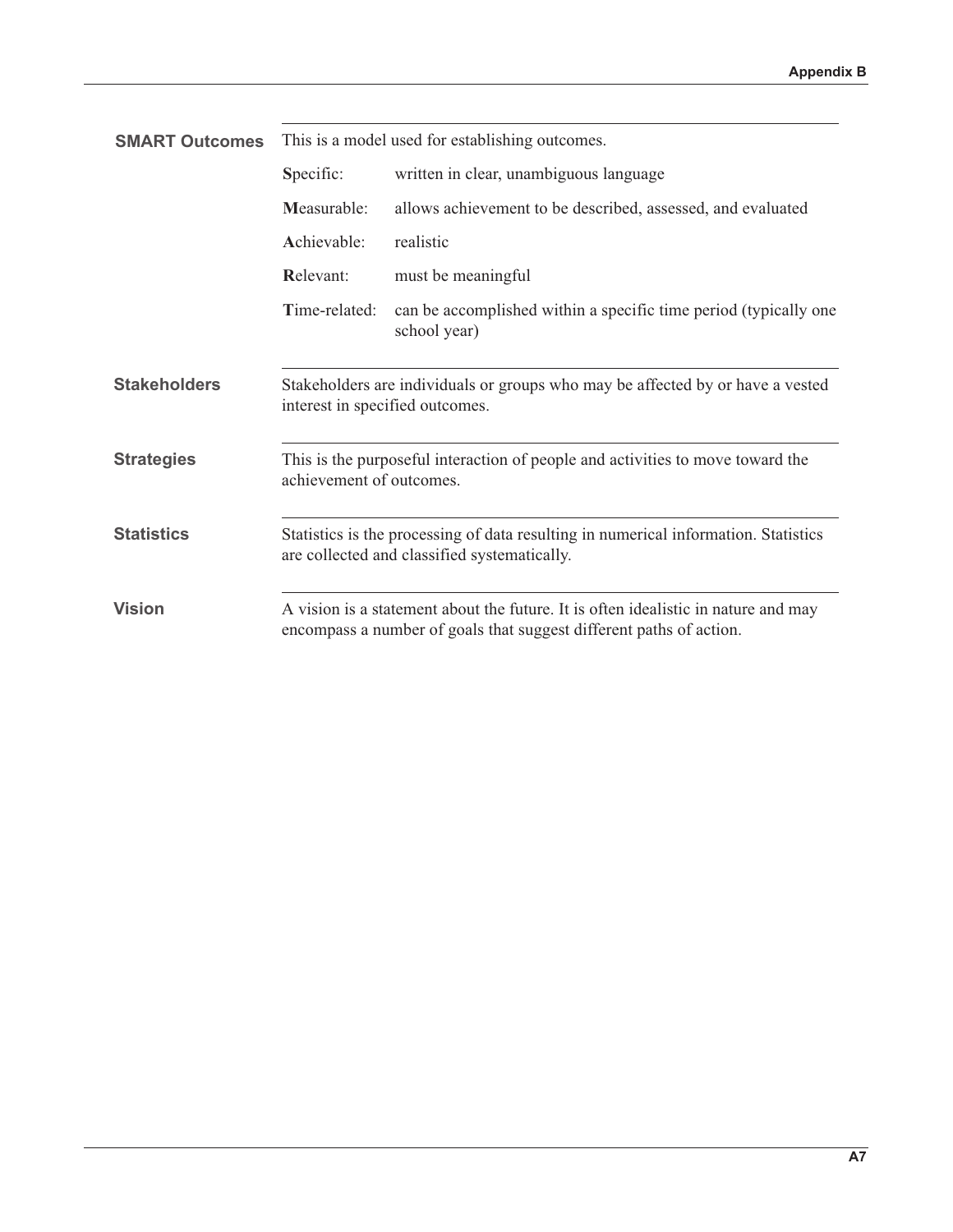**SMART Outcomes**

This is a model used for establishing outcomes.

| | |
|---|---|
| **S**pecific: | written in clear, unambiguous language |
| **M**easurable: | allows achievement to be described, assessed, and evaluated |
| **A**chievable: | realistic |
| **R**elevant: | must be meaningful |
| **T**ime-related: | can be accomplished within a specific time period (typically one school year) |

**Stakeholders**

Stakeholders are individuals or groups who may be affected by or have a vested interest in specified outcomes.

**Strategies**

This is the purposeful interaction of people and activities to move toward the achievement of outcomes.

**Statistics**

Statistics is the processing of data resulting in numerical information. Statistics are collected and classified systematically.

**Vision**

A vision is a statement about the future. It is often idealistic in nature and may encompass a number of goals that suggest different paths of action.